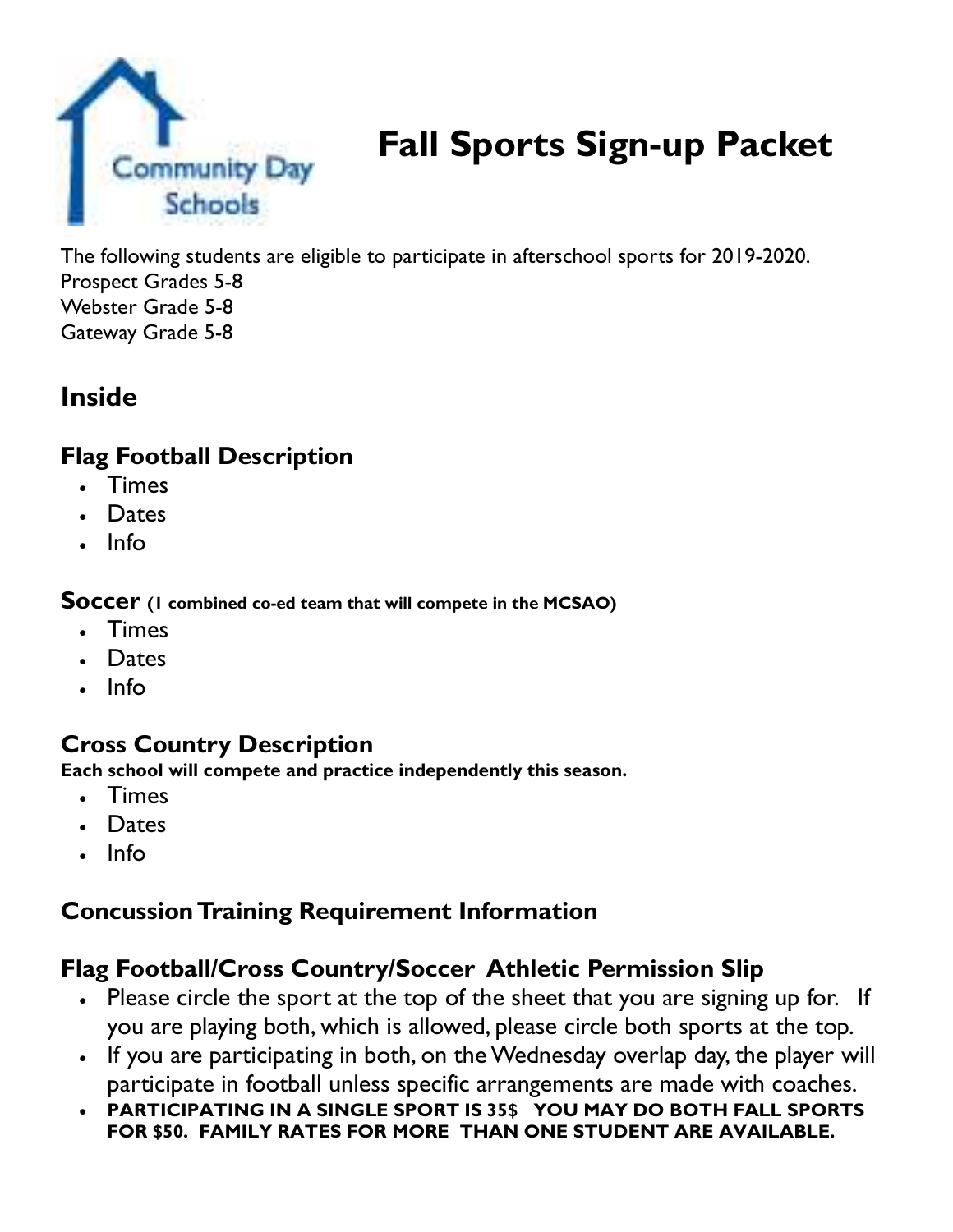Community Day Schools

# Fall Sports Sign-up Packet

The following students are eligible to participate in afterschool sports for 2019-2020.
Prospect Grades 5-8
Webster Grade 5-8
Gateway Grade 5-8

## Inside

### Flag Football Description

- Times
- Dates
- Info

### Soccer **(1 combined co-ed team that will compete in the MCSAO)**

- Times
- Dates
- Info

### Cross Country Description

**Each school will compete and practice independently this season.**

- Times
- Dates
- Info

### Concussion Training Requirement Information

### Flag Football/Cross Country/Soccer Athletic Permission Slip

- Please circle the sport at the top of the sheet that you are signing up for. If you are playing both, which is allowed, please circle both sports at the top.
- If you are participating in both, on the Wednesday overlap day, the player will participate in football unless specific arrangements are made with coaches.
- **PARTICIPATING IN A SINGLE SPORT IS 35$ YOU MAY DO BOTH FALL SPORTS FOR $50. FAMILY RATES FOR MORE THAN ONE STUDENT ARE AVAILABLE.**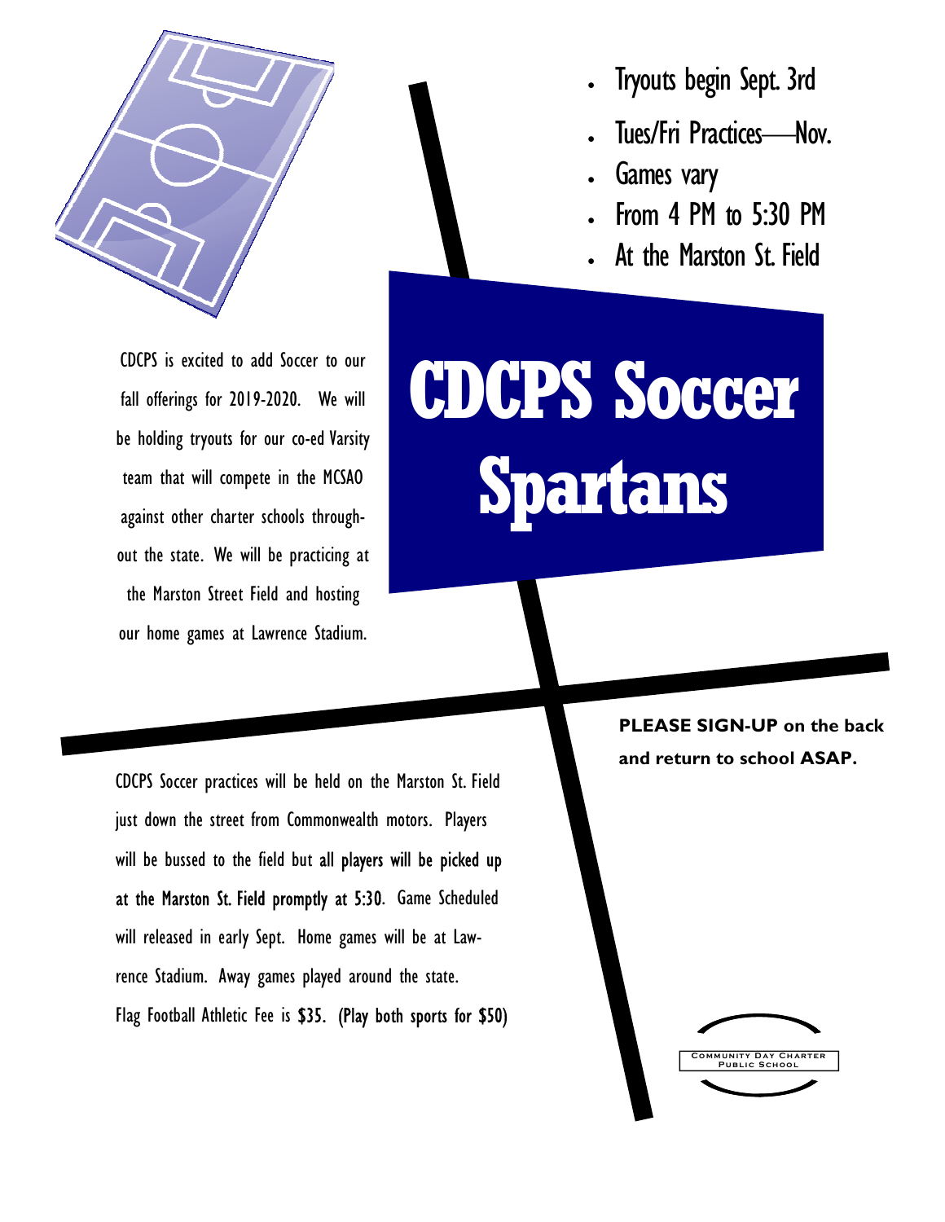# CDCPS Soccer Spartans

- Tryouts begin Sept. 3rd
- Tues/Fri Practices—Nov.
- Games vary
- From 4 PM to 5:30 PM
- At the Marston St. Field

CDCPS is excited to add Soccer to our fall offerings for 2019-2020. We will be holding tryouts for our co-ed Varsity team that will compete in the MCSAO against other charter schools throughout the state. We will be practicing at the Marston Street Field and hosting our home games at Lawrence Stadium.

CDCPS Soccer practices will be held on the Marston St. Field just down the street from Commonwealth motors. Players will be bussed to the field but all players will be picked up at the Marston St. Field promptly at 5:30. Game Scheduled will released in early Sept. Home games will be at Lawrence Stadium. Away games played around the state. Flag Football Athletic Fee is $35. (Play both sports for $50)

**PLEASE SIGN-UP** on the back and return to school **ASAP.**

Community Day Charter Public School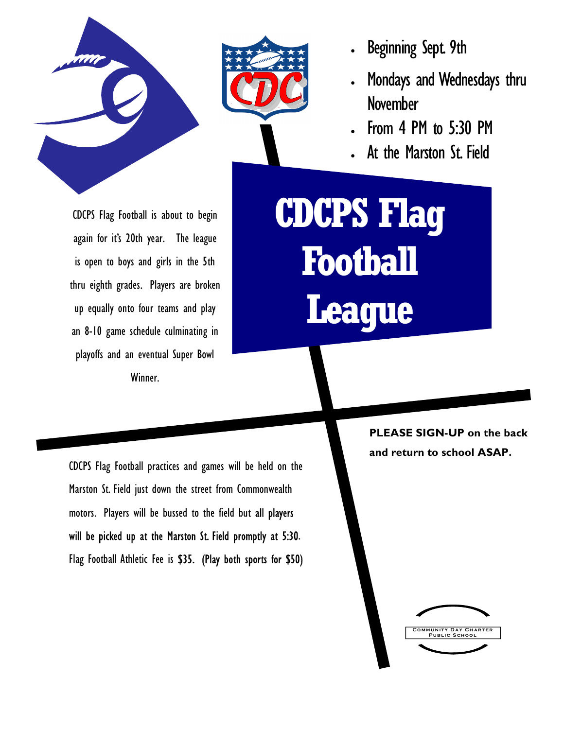- Beginning Sept. 9th
- Mondays and Wednesdays thru November
- From 4 PM to 5:30 PM
- At the Marston St. Field

# CDCPS Flag Football League

CDCPS Flag Football is about to begin again for it's 20th year. The league is open to boys and girls in the 5th thru eighth grades. Players are broken up equally onto four teams and play an 8-10 game schedule culminating in playoffs and an eventual Super Bowl Winner.

CDCPS Flag Football practices and games will be held on the Marston St. Field just down the street from Commonwealth motors. Players will be bussed to the field but all players will be picked up at the Marston St. Field promptly at 5:30. Flag Football Athletic Fee is $35. (Play both sports for $50)

**PLEASE SIGN-UP on the back and return to school ASAP.**

Community Day Charter Public School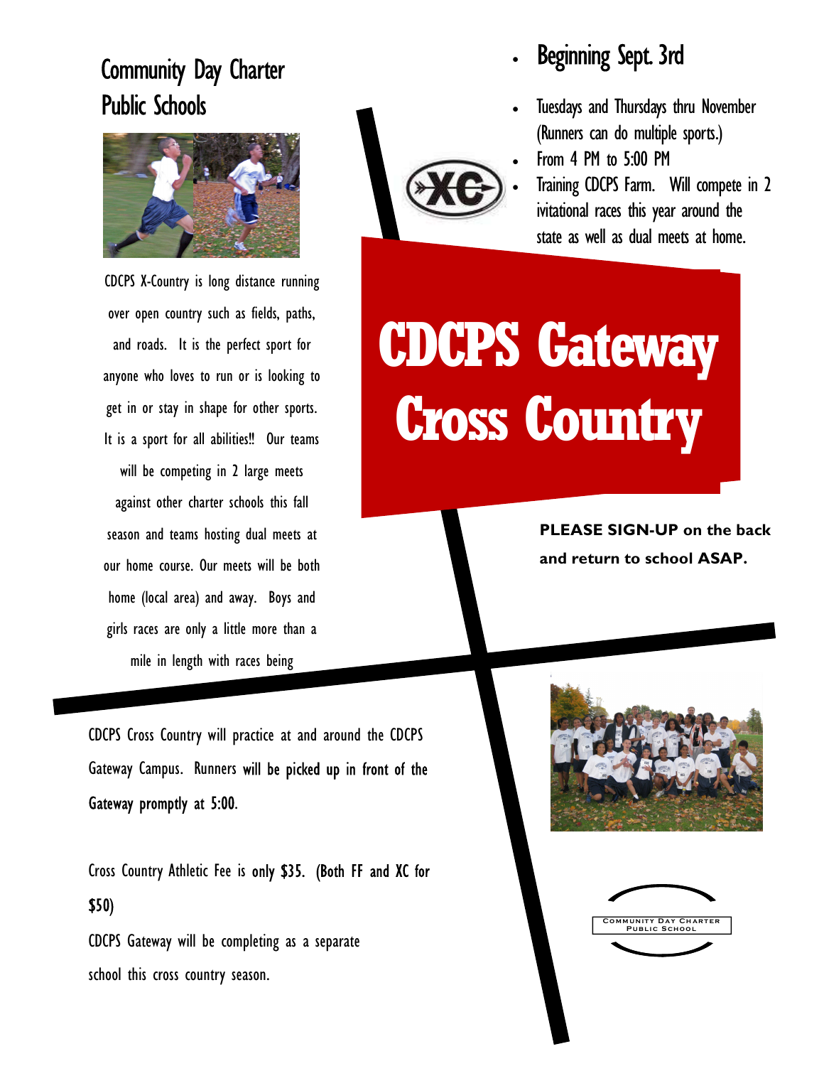# CDCPS Gateway Cross Country

## Community Day Charter Public Schools

CDCPS X-Country is long distance running over open country such as fields, paths, and roads. It is the perfect sport for anyone who loves to run or is looking to get in or stay in shape for other sports. It is a sport for all abilities!! Our teams will be competing in 2 large meets against other charter schools this fall season and teams hosting dual meets at our home course. Our meets will be both home (local area) and away. Boys and girls races are only a little more than a mile in length with races being

- Beginning Sept. 3rd
- Tuesdays and Thursdays thru November (Runners can do multiple sports.)
- From 4 PM to 5:00 PM
- Training CDCPS Farm. Will compete in 2 ivitational races this year around the state as well as dual meets at home.

**PLEASE SIGN-UP on the back and return to school ASAP.**

CDCPS Cross Country will practice at and around the CDCPS Gateway Campus. Runners **will be picked up in front of the Gateway promptly at 5:00.**

Cross Country Athletic Fee is **only $35. (Both FF and XC for $50)**

CDCPS Gateway will be completing as a separate school this cross country season.

COMMUNITY DAY CHARTER PUBLIC SCHOOL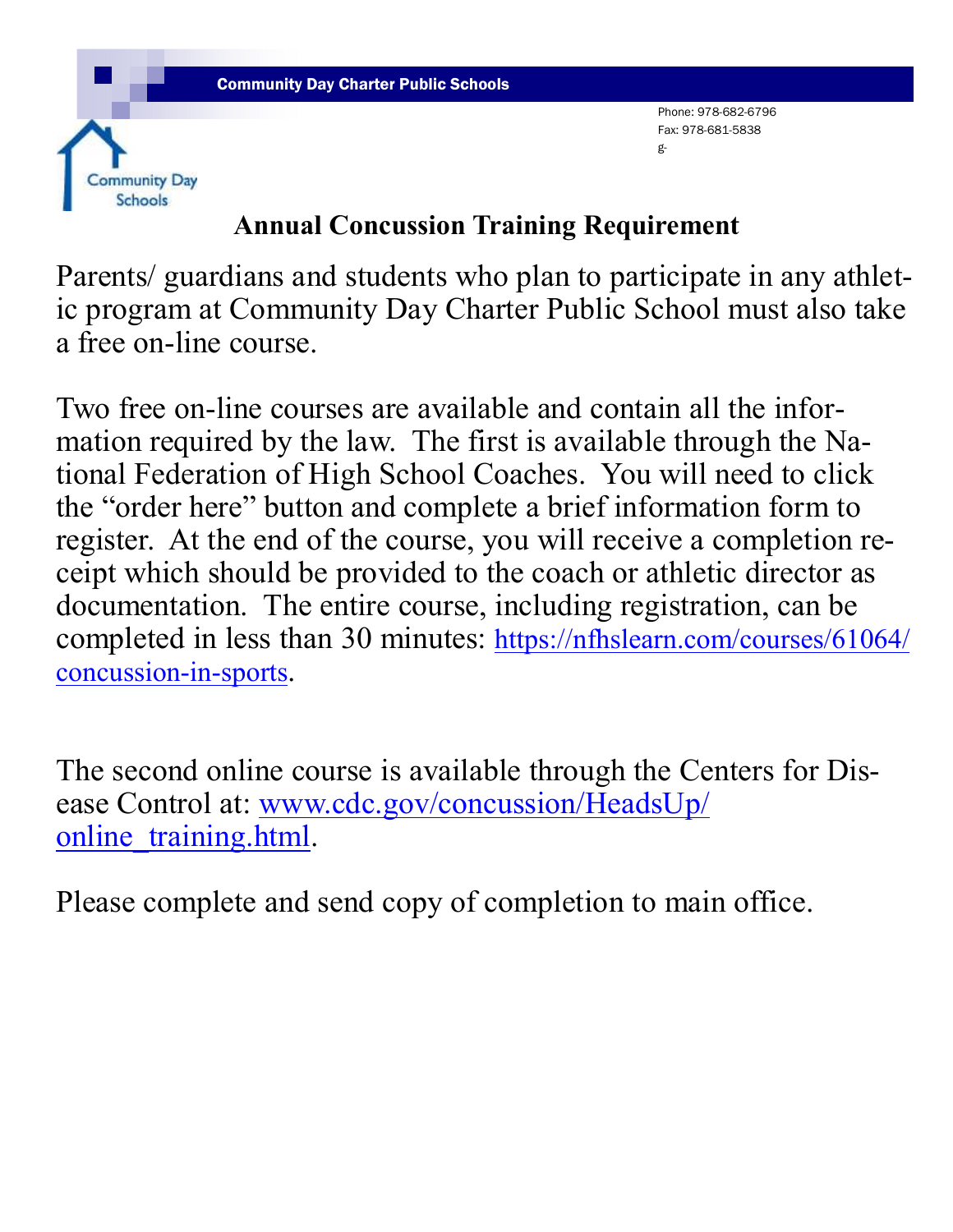**Community Day Charter Public Schools**

Community Day Schools

Phone: 978-682-6796
Fax: 978-681-5838
g-

## Annual Concussion Training Requirement

Parents/ guardians and students who plan to participate in any athletic program at Community Day Charter Public School must also take a free on-line course.

Two free on-line courses are available and contain all the information required by the law. The first is available through the National Federation of High School Coaches. You will need to click the "order here" button and complete a brief information form to register. At the end of the course, you will receive a completion receipt which should be provided to the coach or athletic director as documentation. The entire course, including registration, can be completed in less than 30 minutes: [https://nfhslearn.com/courses/61064/concussion-in-sports](https://nfhslearn.com/courses/61064/concussion-in-sports).

The second online course is available through the Centers for Disease Control at: [www.cdc.gov/concussion/HeadsUp/online_training.html](www.cdc.gov/concussion/HeadsUp/online_training.html).

Please complete and send copy of completion to main office.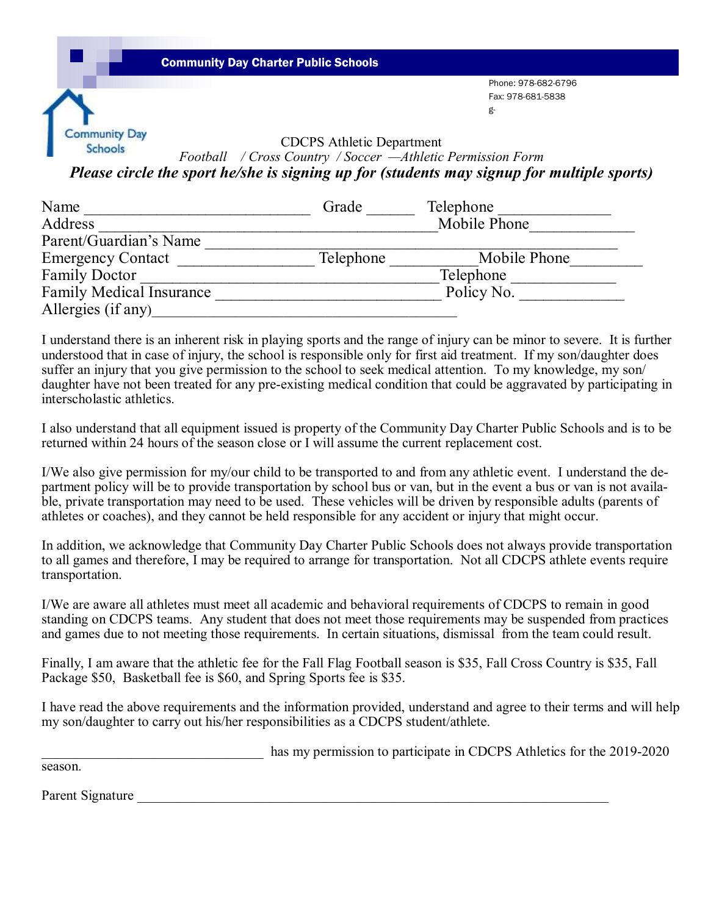**Community Day Charter Public Schools**

Phone: 978-682-6796
Fax: 978-681-5838
g-

Community Day Schools

CDCPS Athletic Department

*Football / Cross Country / Soccer —Athletic Permission Form*

***Please circle the sport he/she is signing up for (students may signup for multiple sports)***

Name ___________________________ Grade ______ Telephone _____________
Address ________________________________________Mobile Phone____________
Parent/Guardian's Name ________________________________________________
Emergency Contact ________________ Telephone __________Mobile Phone________
Family Doctor ___________________________________Telephone ____________
Family Medical Insurance ___________________________ Policy No. ____________
Allergies (if any)____________________________________

I understand there is an inherent risk in playing sports and the range of injury can be minor to severe. It is further understood that in case of injury, the school is responsible only for first aid treatment. If my son/daughter does suffer an injury that you give permission to the school to seek medical attention. To my knowledge, my son/ daughter have not been treated for any pre-existing medical condition that could be aggravated by participating in interscholastic athletics.

I also understand that all equipment issued is property of the Community Day Charter Public Schools and is to be returned within 24 hours of the season close or I will assume the current replacement cost.

I/We also give permission for my/our child to be transported to and from any athletic event. I understand the department policy will be to provide transportation by school bus or van, but in the event a bus or van is not available, private transportation may need to be used. These vehicles will be driven by responsible adults (parents of athletes or coaches), and they cannot be held responsible for any accident or injury that might occur.

In addition, we acknowledge that Community Day Charter Public Schools does not always provide transportation to all games and therefore, I may be required to arrange for transportation. Not all CDCPS athlete events require transportation.

I/We are aware all athletes must meet all academic and behavioral requirements of CDCPS to remain in good standing on CDCPS teams. Any student that does not meet those requirements may be suspended from practices and games due to not meeting those requirements. In certain situations, dismissal from the team could result.

Finally, I am aware that the athletic fee for the Fall Flag Football season is $35, Fall Cross Country is $35, Fall Package $50, Basketball fee is $60, and Spring Sports fee is $35.

I have read the above requirements and the information provided, understand and agree to their terms and will help my son/daughter to carry out his/her responsibilities as a CDCPS student/athlete.

________________________________ has my permission to participate in CDCPS Athletics for the 2019-2020 season.

Parent Signature ____________________________________________________________________